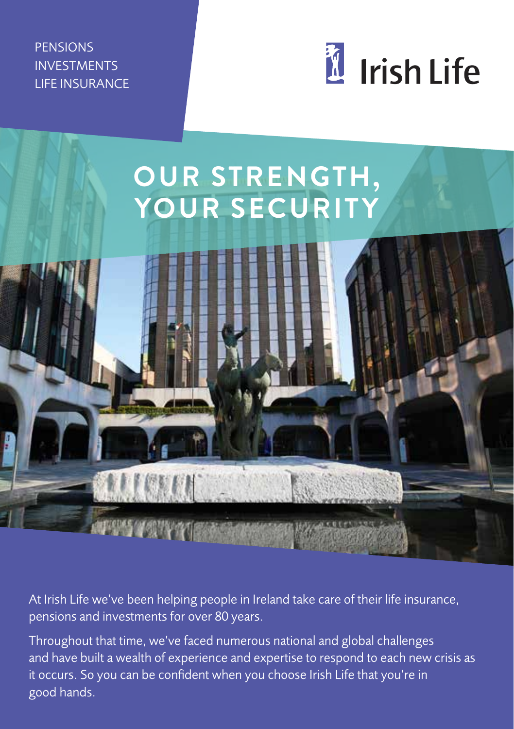PENSIONS
INVESTMENTS
LIFE INSURANCE

Irish Life

# OUR STRENGTH, YOUR SECURITY

At Irish Life we've been helping people in Ireland take care of their life insurance, pensions and investments for over 80 years.

Throughout that time, we've faced numerous national and global challenges and have built a wealth of experience and expertise to respond to each new crisis as it occurs. So you can be confident when you choose Irish Life that you're in good hands.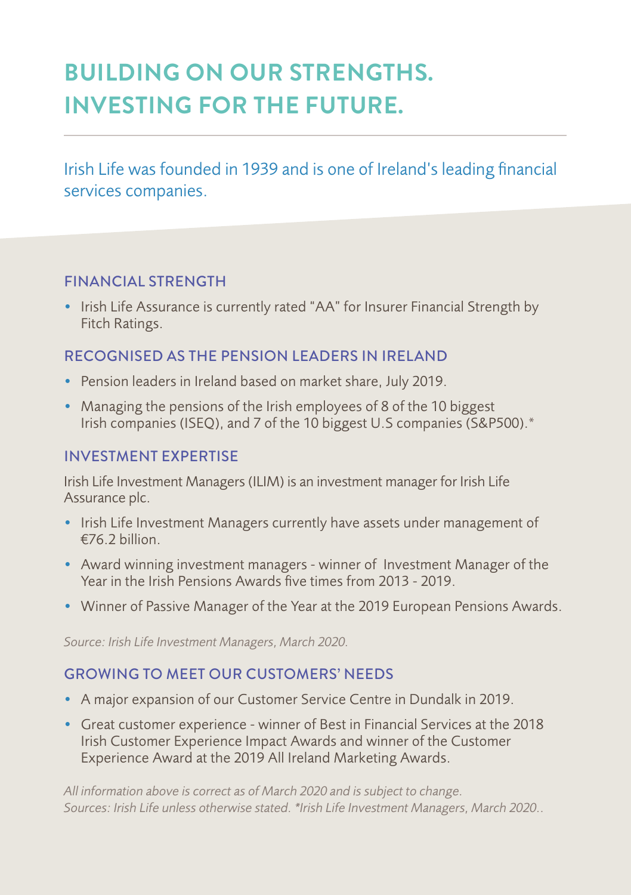# BUILDING ON OUR STRENGTHS. INVESTING FOR THE FUTURE.

Irish Life was founded in 1939 and is one of Ireland's leading financial services companies.

## FINANCIAL STRENGTH

- Irish Life Assurance is currently rated "AA" for Insurer Financial Strength by Fitch Ratings.

## RECOGNISED AS THE PENSION LEADERS IN IRELAND

- Pension leaders in Ireland based on market share, July 2019.
- Managing the pensions of the Irish employees of 8 of the 10 biggest Irish companies (ISEQ), and 7 of the 10 biggest U.S companies (S&P500).*

## INVESTMENT EXPERTISE

Irish Life Investment Managers (ILIM) is an investment manager for Irish Life Assurance plc.

- Irish Life Investment Managers currently have assets under management of €76.2 billion.
- Award winning investment managers - winner of Investment Manager of the Year in the Irish Pensions Awards five times from 2013 - 2019.
- Winner of Passive Manager of the Year at the 2019 European Pensions Awards.

*Source: Irish Life Investment Managers, March 2020.*

## GROWING TO MEET OUR CUSTOMERS' NEEDS

- A major expansion of our Customer Service Centre in Dundalk in 2019.
- Great customer experience - winner of Best in Financial Services at the 2018 Irish Customer Experience Impact Awards and winner of the Customer Experience Award at the 2019 All Ireland Marketing Awards.

*All information above is correct as of March 2020 and is subject to change.*
*Sources: Irish Life unless otherwise stated. *Irish Life Investment Managers, March 2020..*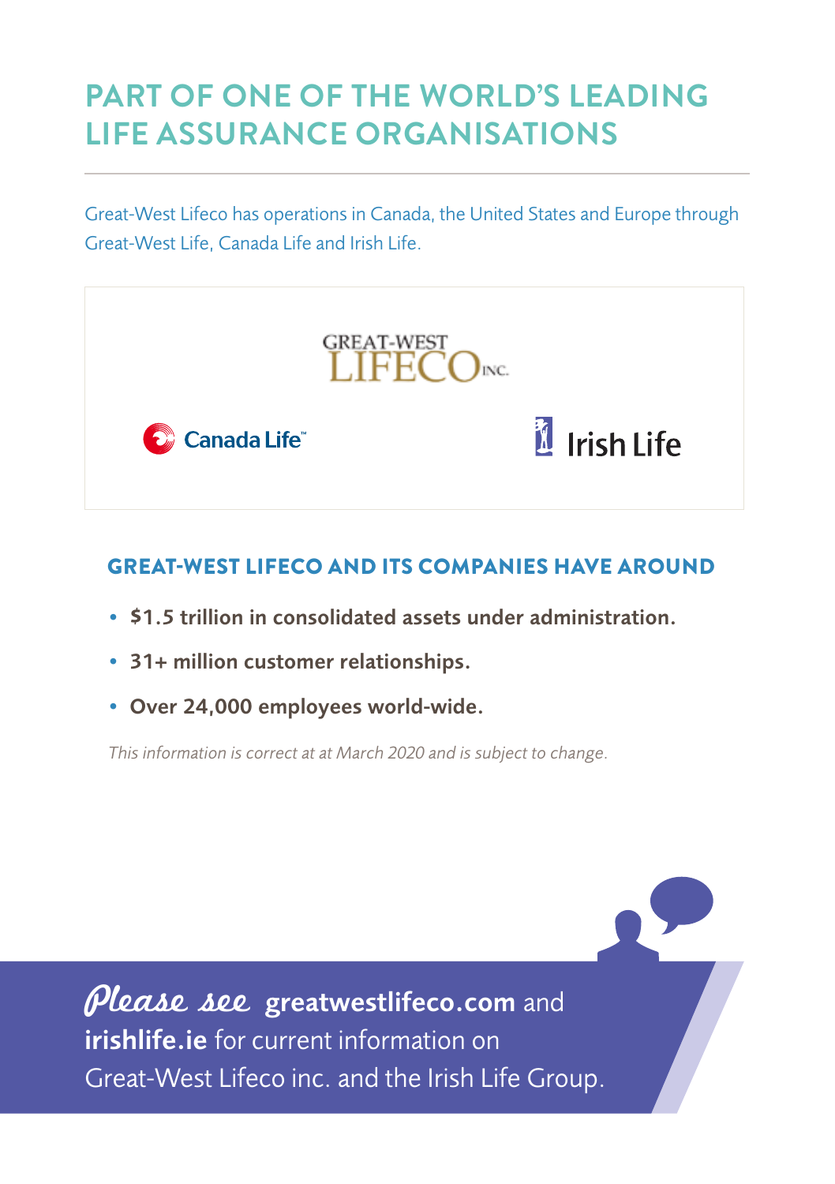# PART OF ONE OF THE WORLD'S LEADING LIFE ASSURANCE ORGANISATIONS

Great-West Lifeco has operations in Canada, the United States and Europe through Great-West Life, Canada Life and Irish Life.

GREAT-WEST LIFECO INC.

Canada Life™

Irish Life

## GREAT-WEST LIFECO AND ITS COMPANIES HAVE AROUND

- **$1.5 trillion in consolidated assets under administration.**
- **31+ million customer relationships.**
- **Over 24,000 employees world-wide.**

*This information is correct at at March 2020 and is subject to change.*

*Please see* **greatwestlifeco.com** and **irishlife.ie** for current information on Great-West Lifeco inc. and the Irish Life Group.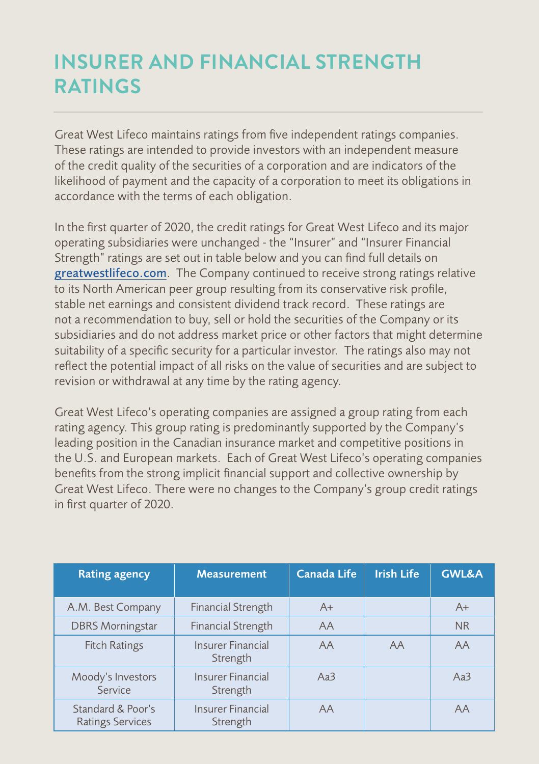# INSURER AND FINANCIAL STRENGTH RATINGS

Great West Lifeco maintains ratings from five independent ratings companies. These ratings are intended to provide investors with an independent measure of the credit quality of the securities of a corporation and are indicators of the likelihood of payment and the capacity of a corporation to meet its obligations in accordance with the terms of each obligation.

In the first quarter of 2020, the credit ratings for Great West Lifeco and its major operating subsidiaries were unchanged - the "Insurer" and "Insurer Financial Strength" ratings are set out in table below and you can find full details on [greatwestlifeco.com](greatwestlifeco.com). The Company continued to receive strong ratings relative to its North American peer group resulting from its conservative risk profile, stable net earnings and consistent dividend track record. These ratings are not a recommendation to buy, sell or hold the securities of the Company or its subsidiaries and do not address market price or other factors that might determine suitability of a specific security for a particular investor. The ratings also may not reflect the potential impact of all risks on the value of securities and are subject to revision or withdrawal at any time by the rating agency.

Great West Lifeco's operating companies are assigned a group rating from each rating agency. This group rating is predominantly supported by the Company's leading position in the Canadian insurance market and competitive positions in the U.S. and European markets. Each of Great West Lifeco's operating companies benefits from the strong implicit financial support and collective ownership by Great West Lifeco. There were no changes to the Company's group credit ratings in first quarter of 2020.

| Rating agency | Measurement | Canada Life | Irish Life | GWL&A |
|---|---|---|---|---|
| A.M. Best Company | Financial Strength | A+ | | A+ |
| DBRS Morningstar | Financial Strength | AA | | NR |
| Fitch Ratings | Insurer Financial Strength | AA | AA | AA |
| Moody's Investors Service | Insurer Financial Strength | Aa3 | | Aa3 |
| Standard & Poor's Ratings Services | Insurer Financial Strength | AA | | AA |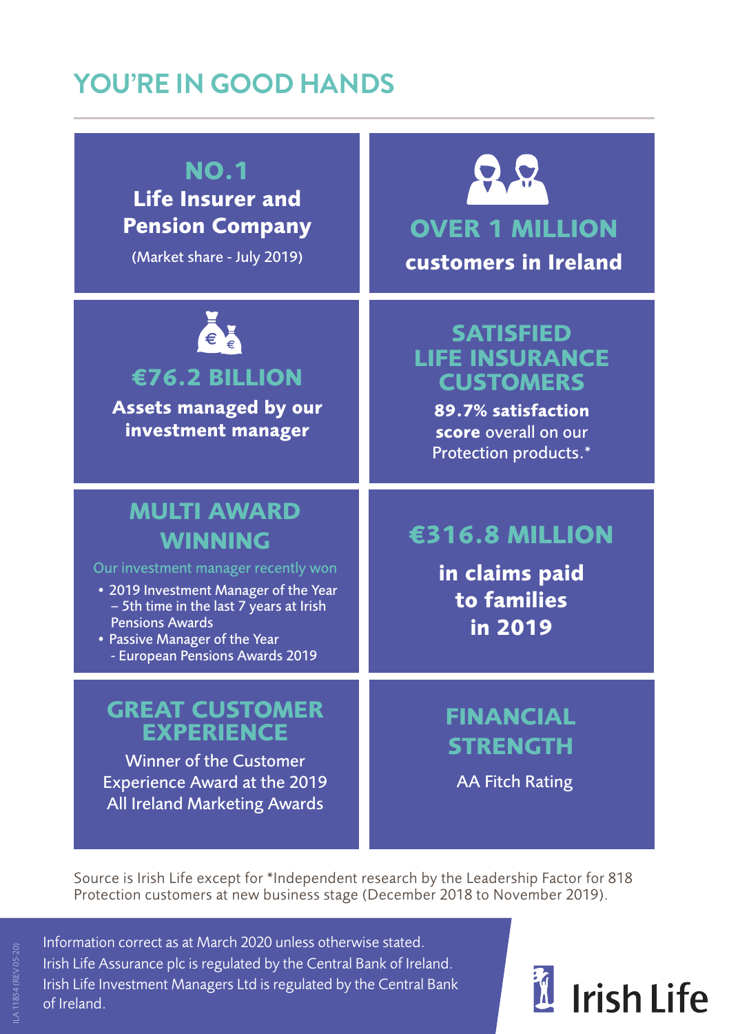# YOU'RE IN GOOD HANDS

**NO.1**
**Life Insurer and Pension Company**
(Market share - July 2019)

**OVER 1 MILLION**
**customers in Ireland**

**€76.2 BILLION**
**Assets managed by our investment manager**

**SATISFIED LIFE INSURANCE CUSTOMERS**
**89.7% satisfaction score** overall on our Protection products.*

**MULTI AWARD WINNING**
Our investment manager recently won

- 2019 Investment Manager of the Year – 5th time in the last 7 years at Irish Pensions Awards
- Passive Manager of the Year - European Pensions Awards 2019

**€316.8 MILLION**
**in claims paid to families in 2019**

**GREAT CUSTOMER EXPERIENCE**
Winner of the Customer Experience Award at the 2019 All Ireland Marketing Awards

**FINANCIAL STRENGTH**
AA Fitch Rating

Source is Irish Life except for *Independent research by the Leadership Factor for 818 Protection customers at new business stage (December 2018 to November 2019).

Information correct as at March 2020 unless otherwise stated.
Irish Life Assurance plc is regulated by the Central Bank of Ireland.
Irish Life Investment Managers Ltd is regulated by the Central Bank of Ireland.

Irish Life

ILA 11854 (REV 05-20)